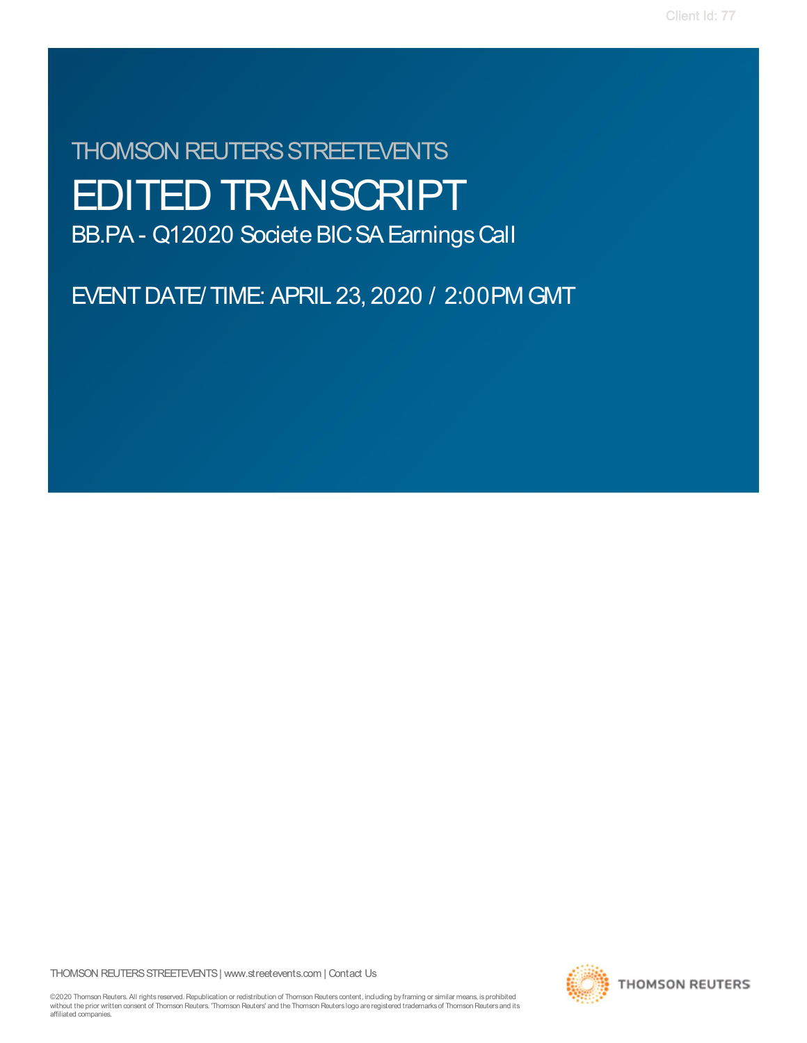Client Id: 77

THOMSON REUTERS STREETEVENTS

# EDITED TRANSCRIPT

## BB.PA - Q12020 Societe BIC SA Earnings Call

EVENT DATE/TIME: APRIL 23, 2020 / 2:00PM GMT

THOMSON REUTERS STREETEVENTS | www.streetevents.com | Contact Us

©2020 Thomson Reuters. All rights reserved. Republication or redistribution of Thomson Reuters content, including by framing or similar means, is prohibited without the prior written consent of Thomson Reuters. 'Thomson Reuters' and the Thomson Reuters logo are registered trademarks of Thomson Reuters and its affiliated companies.

THOMSON REUTERS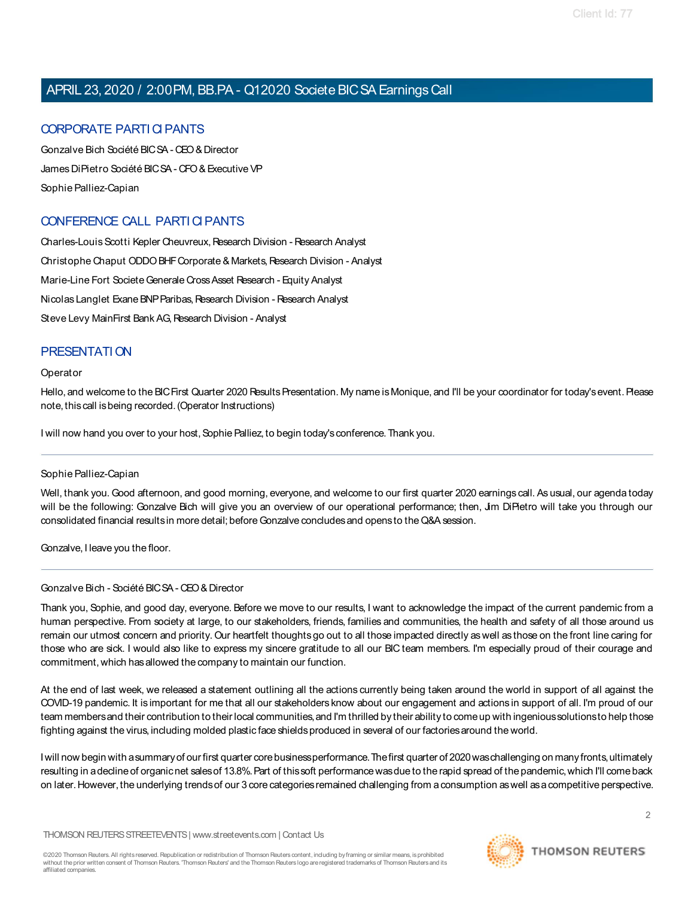## APRIL 23, 2020 / 2:00PM, BB.PA - Q1 2020 Societe BIC SA Earnings Call

## CORPORATE PARTICIPANTS

Gonzalve Bich Société BIC SA - CEO & Director

James DiPietro Société BIC SA - CFO & Executive VP

Sophie Palliez-Capian

## CONFERENCE CALL PARTICIPANTS

Charles-Louis Scotti Kepler Cheuvreux, Research Division - Research Analyst

Christophe Chaput ODDO BHF Corporate & Markets, Research Division - Analyst

Marie-Line Fort Societe Generale Cross Asset Research - Equity Analyst

Nicolas Langlet Exane BNP Paribas, Research Division - Research Analyst

Steve Levy MainFirst Bank AG, Research Division - Analyst

## PRESENTATION

Operator

Hello, and welcome to the BIC First Quarter 2020 Results Presentation. My name is Monique, and I'll be your coordinator for today's event. Please note, this call is being recorded. (Operator Instructions)

I will now hand you over to your host, Sophie Palliez, to begin today's conference. Thank you.

---

Sophie Palliez-Capian

Well, thank you. Good afternoon, and good morning, everyone, and welcome to our first quarter 2020 earnings call. As usual, our agenda today will be the following: Gonzalve Bich will give you an overview of our operational performance; then, Jim DiPietro will take you through our consolidated financial results in more detail; before Gonzalve concludes and opens to the Q&A session.

Gonzalve, I leave you the floor.

---

Gonzalve Bich - Société BIC SA - CEO & Director

Thank you, Sophie, and good day, everyone. Before we move to our results, I want to acknowledge the impact of the current pandemic from a human perspective. From society at large, to our stakeholders, friends, families and communities, the health and safety of all those around us remain our utmost concern and priority. Our heartfelt thoughts go out to all those impacted directly as well as those on the front line caring for those who are sick. I would also like to express my sincere gratitude to all our BIC team members. I'm especially proud of their courage and commitment, which has allowed the company to maintain our function.

At the end of last week, we released a statement outlining all the actions currently being taken around the world in support of all against the COVID-19 pandemic. It is important for me that all our stakeholders know about our engagement and actions in support of all. I'm proud of our team members and their contribution to their local communities, and I'm thrilled by their ability to come up with ingenious solutions to help those fighting against the virus, including molded plastic face shields produced in several of our factories around the world.

I will now begin with a summary of our first quarter core business performance. The first quarter of 2020 was challenging on many fronts, ultimately resulting in a decline of organic net sales of 13.8%. Part of this soft performance was due to the rapid spread of the pandemic, which I'll come back on later. However, the underlying trends of our 3 core categories remained challenging from a consumption as well as a competitive perspective.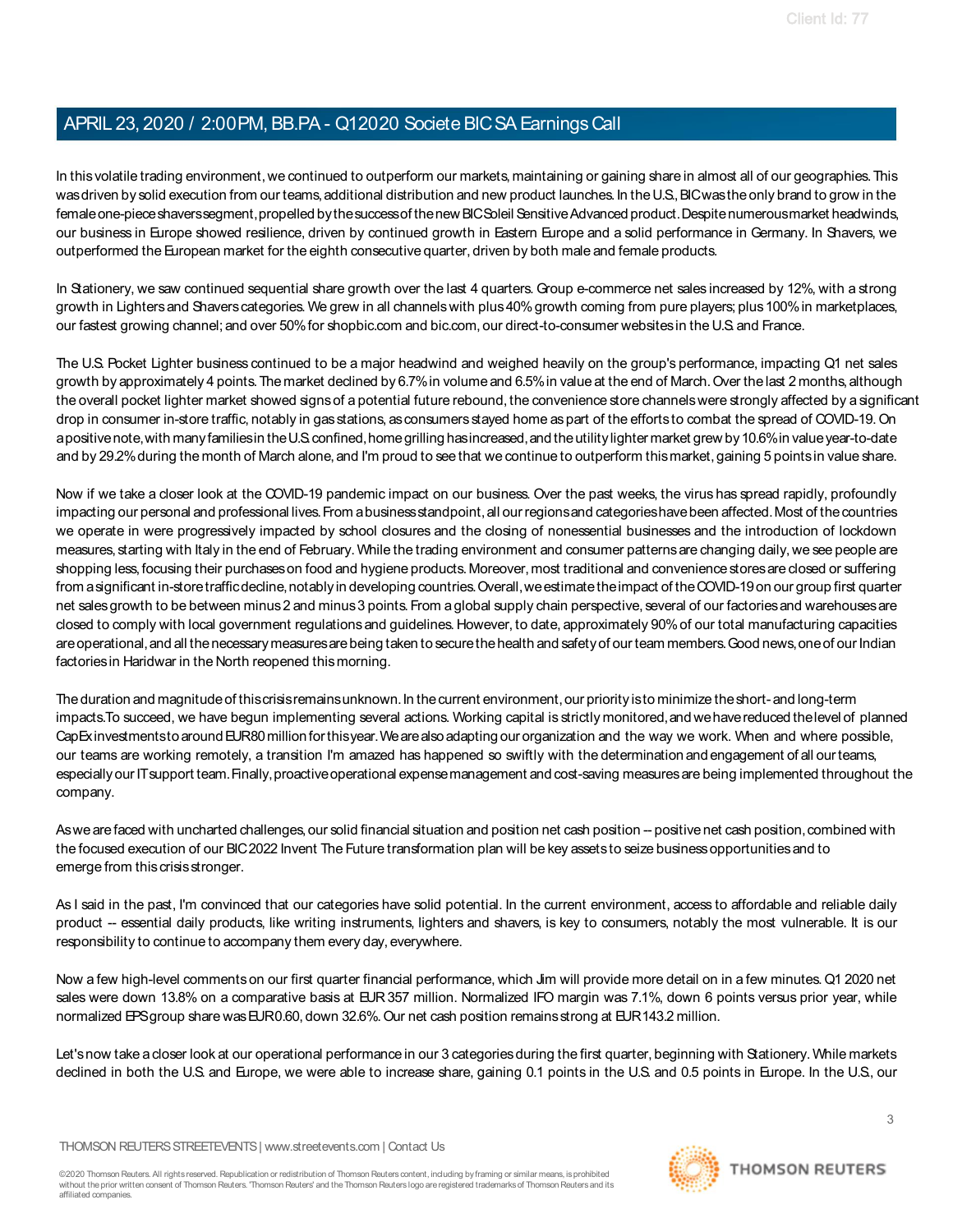In this volatile trading environment, we continued to outperform our markets, maintaining or gaining share in almost all of our geographies. This was driven by solid execution from our teams, additional distribution and new product launches. In the U.S., BIC was the only brand to grow in the female one-piece shavers segment, propelled by the success of the new BIC Soleil Sensitive Advanced product. Despite numerous market headwinds, our business in Europe showed resilience, driven by continued growth in Eastern Europe and a solid performance in Germany. In Shavers, we outperformed the European market for the eighth consecutive quarter, driven by both male and female products.

In Stationery, we saw continued sequential share growth over the last 4 quarters. Group e-commerce net sales increased by 12%, with a strong growth in Lighters and Shavers categories. We grew in all channels with plus 40% growth coming from pure players; plus 100% in marketplaces, our fastest growing channel; and over 50% for shopbic.com and bic.com, our direct-to-consumer websites in the U.S. and France.

The U.S. Pocket Lighter business continued to be a major headwind and weighed heavily on the group's performance, impacting Q1 net sales growth by approximately 4 points. The market declined by 6.7% in volume and 6.5% in value at the end of March. Over the last 2 months, although the overall pocket lighter market showed signs of a potential future rebound, the convenience store channels were strongly affected by a significant drop in consumer in-store traffic, notably in gas stations, as consumers stayed home as part of the efforts to combat the spread of COVID-19. On a positive note, with many families in the U.S. confined, home grilling has increased, and the utility lighter market grew by 10.6% in value year-to-date and by 29.2% during the month of March alone, and I'm proud to see that we continue to outperform this market, gaining 5 points in value share.

Now if we take a closer look at the COVID-19 pandemic impact on our business. Over the past weeks, the virus has spread rapidly, profoundly impacting our personal and professional lives. From a business standpoint, all our regions and categories have been affected. Most of the countries we operate in were progressively impacted by school closures and the closing of nonessential businesses and the introduction of lockdown measures, starting with Italy in the end of February. While the trading environment and consumer patterns are changing daily, we see people are shopping less, focusing their purchases on food and hygiene products. Moreover, most traditional and convenience stores are closed or suffering from a significant in-store traffic decline, notably in developing countries. Overall, we estimate the impact of the COVID-19 on our group first quarter net sales growth to be between minus 2 and minus 3 points. From a global supply chain perspective, several of our factories and warehouses are closed to comply with local government regulations and guidelines. However, to date, approximately 90% of our total manufacturing capacities are operational, and all the necessary measures are being taken to secure the health and safety of our team members. Good news, one of our Indian factories in Haridwar in the North reopened this morning.

The duration and magnitude of this crisis remains unknown. In the current environment, our priority is to minimize the short- and long-term impacts.To succeed, we have begun implementing several actions. Working capital is strictly monitored, and we have reduced the level of planned CapEx investments to around EUR 80 million for this year. We are also adapting our organization and the way we work. When and where possible, our teams are working remotely, a transition I'm amazed has happened so swiftly with the determination and engagement of all our teams, especially our IT support team. Finally, proactive operational expense management and cost-saving measures are being implemented throughout the company.

As we are faced with uncharted challenges, our solid financial situation and position net cash position -- positive net cash position, combined with the focused execution of our BIC 2022 Invent The Future transformation plan will be key assets to seize business opportunities and to emerge from this crisis stronger.

As I said in the past, I'm convinced that our categories have solid potential. In the current environment, access to affordable and reliable daily product -- essential daily products, like writing instruments, lighters and shavers, is key to consumers, notably the most vulnerable. It is our responsibility to continue to accompany them every day, everywhere.

Now a few high-level comments on our first quarter financial performance, which Jim will provide more detail on in a few minutes. Q1 2020 net sales were down 13.8% on a comparative basis at EUR 357 million. Normalized IFO margin was 7.1%, down 6 points versus prior year, while normalized EPS group share was EUR 0.60, down 32.6%. Our net cash position remains strong at EUR 143.2 million.

Let's now take a closer look at our operational performance in our 3 categories during the first quarter, beginning with Stationery. While markets declined in both the U.S. and Europe, we were able to increase share, gaining 0.1 points in the U.S. and 0.5 points in Europe. In the U.S., our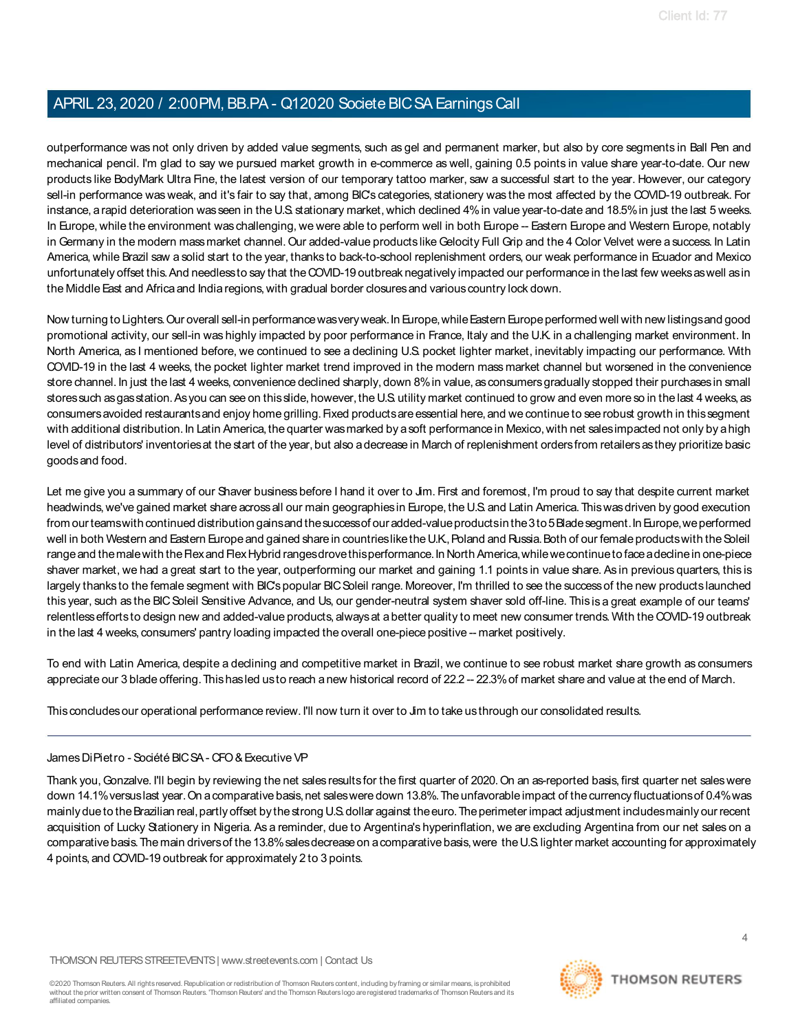outperformance was not only driven by added value segments, such as gel and permanent marker, but also by core segments in Ball Pen and mechanical pencil. I'm glad to say we pursued market growth in e-commerce as well, gaining 0.5 points in value share year-to-date. Our new products like BodyMark Ultra Fine, the latest version of our temporary tattoo marker, saw a successful start to the year. However, our category sell-in performance was weak, and it's fair to say that, among BIC's categories, stationery was the most affected by the COVID-19 outbreak. For instance, a rapid deterioration was seen in the U.S. stationary market, which declined 4% in value year-to-date and 18.5% in just the last 5 weeks. In Europe, while the environment was challenging, we were able to perform well in both Europe -- Eastern Europe and Western Europe, notably in Germany in the modern mass market channel. Our added-value products like Gelocity Full Grip and the 4 Color Velvet were a success. In Latin America, while Brazil saw a solid start to the year, thanks to back-to-school replenishment orders, our weak performance in Ecuador and Mexico unfortunately offset this. And needless to say that the COVID-19 outbreak negatively impacted our performance in the last few weeks as well as in the Middle East and Africa and India regions, with gradual border closures and various country lock down.

Now turning to Lighters. Our overall sell-in performance was very weak. In Europe, while Eastern Europe performed well with new listings and good promotional activity, our sell-in was highly impacted by poor performance in France, Italy and the U.K. in a challenging market environment. In North America, as I mentioned before, we continued to see a declining U.S. pocket lighter market, inevitably impacting our performance. With COVID-19 in the last 4 weeks, the pocket lighter market trend improved in the modern mass market channel but worsened in the convenience store channel. In just the last 4 weeks, convenience declined sharply, down 8% in value, as consumers gradually stopped their purchases in small stores such as gas station. As you can see on this slide, however, the U.S. utility market continued to grow and even more so in the last 4 weeks, as consumers avoided restaurants and enjoy home grilling. Fixed products are essential here, and we continue to see robust growth in this segment with additional distribution. In Latin America, the quarter was marked by a soft performance in Mexico, with net sales impacted not only by a high level of distributors' inventories at the start of the year, but also a decrease in March of replenishment orders from retailers as they prioritize basic goods and food.

Let me give you a summary of our Shaver business before I hand it over to Jim. First and foremost, I'm proud to say that despite current market headwinds, we've gained market share across all our main geographies in Europe, the U.S. and Latin America. This was driven by good execution from our teams with continued distribution gains and the success of our added-value products in the 3 to 5 Blade segment. In Europe, we performed well in both Western and Eastern Europe and gained share in countries like the U.K., Poland and Russia. Both of our female products with the Soleil range and the male with the Flex and Flex Hybrid ranges drove this performance. In North America, while we continue to face a decline in one-piece shaver market, we had a great start to the year, outperforming our market and gaining 1.1 points in value share. As in previous quarters, this is largely thanks to the female segment with BIC's popular BIC Soleil range. Moreover, I'm thrilled to see the success of the new products launched this year, such as the BIC Soleil Sensitive Advance, and Us, our gender-neutral system shaver sold off-line. This is a great example of our teams' relentless efforts to design new and added-value products, always at a better quality to meet new consumer trends. With the COVID-19 outbreak in the last 4 weeks, consumers' pantry loading impacted the overall one-piece positive -- market positively.

To end with Latin America, despite a declining and competitive market in Brazil, we continue to see robust market share growth as consumers appreciate our 3 blade offering. This has led us to reach a new historical record of 22.2 -- 22.3% of market share and value at the end of March.

This concludes our operational performance review. I'll now turn it over to Jim to take us through our consolidated results.

---

James DiPietro - Société BIC SA - CFO & Executive VP

Thank you, Gonzalve. I'll begin by reviewing the net sales results for the first quarter of 2020. On an as-reported basis, first quarter net sales were down 14.1% versus last year. On a comparative basis, net sales were down 13.8%. The unfavorable impact of the currency fluctuations of 0.4% was mainly due to the Brazilian real, partly offset by the strong U.S. dollar against the euro. The perimeter impact adjustment includes mainly our recent acquisition of Lucky Stationery in Nigeria. As a reminder, due to Argentina's hyperinflation, we are excluding Argentina from our net sales on a comparative basis. The main drivers of the 13.8% sales decrease on a comparative basis, were the U.S. lighter market accounting for approximately 4 points, and COVID-19 outbreak for approximately 2 to 3 points.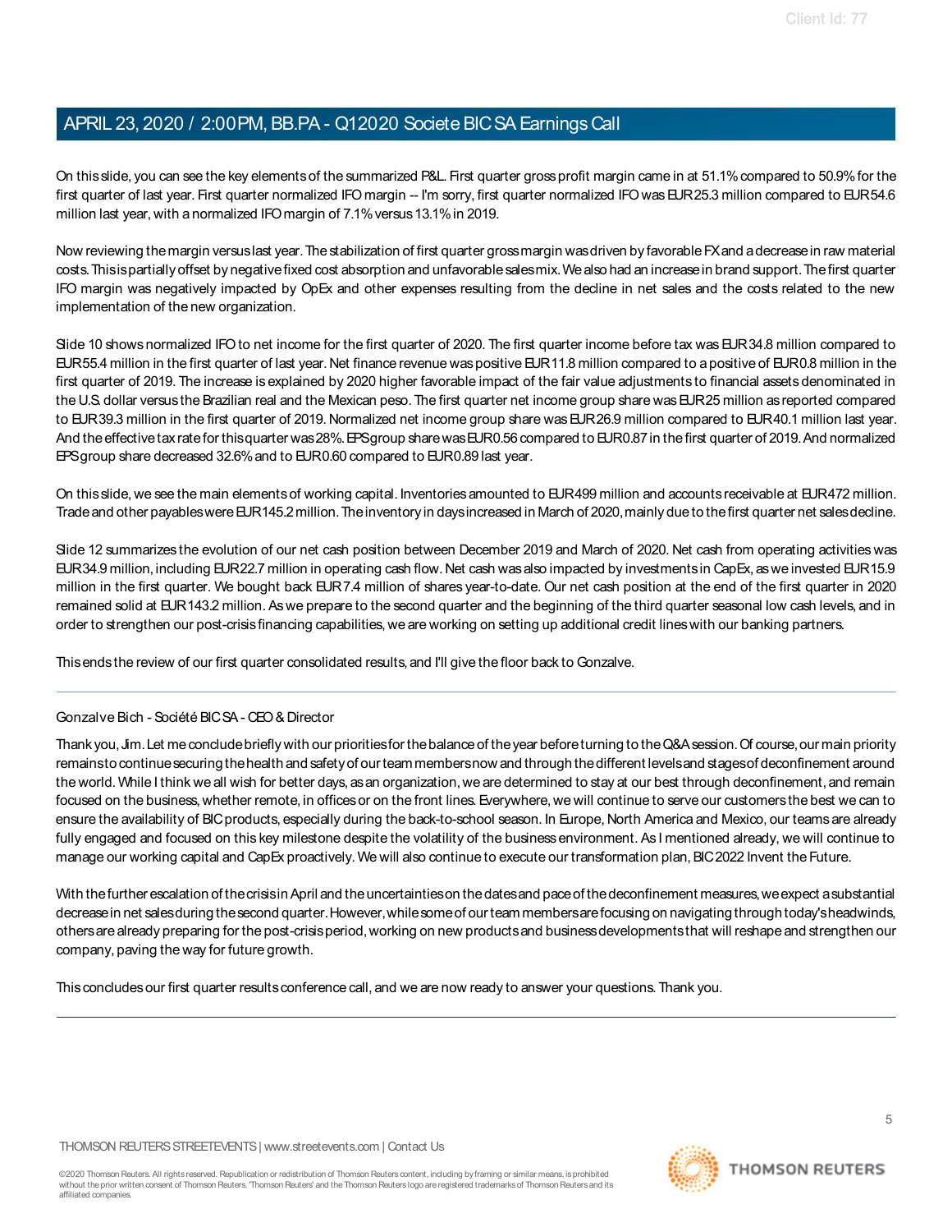On this slide, you can see the key elements of the summarized P&L. First quarter gross profit margin came in at 51.1% compared to 50.9% for the first quarter of last year. First quarter normalized IFO margin -- I'm sorry, first quarter normalized IFO was EUR25.3 million compared to EUR54.6 million last year, with a normalized IFO margin of 7.1% versus 13.1% in 2019.

Now reviewing the margin versus last year. The stabilization of first quarter gross margin was driven by favorable FX and a decrease in raw material costs. This is partially offset by negative fixed cost absorption and unfavorable sales mix. We also had an increase in brand support. The first quarter IFO margin was negatively impacted by OpEx and other expenses resulting from the decline in net sales and the costs related to the new implementation of the new organization.

Slide 10 shows normalized IFO to net income for the first quarter of 2020. The first quarter income before tax was EUR34.8 million compared to EUR55.4 million in the first quarter of last year. Net finance revenue was positive EUR11.8 million compared to a positive of EUR0.8 million in the first quarter of 2019. The increase is explained by 2020 higher favorable impact of the fair value adjustments to financial assets denominated in the U.S. dollar versus the Brazilian real and the Mexican peso. The first quarter net income group share was EUR25 million as reported compared to EUR39.3 million in the first quarter of 2019. Normalized net income group share was EUR26.9 million compared to EUR40.1 million last year. And the effective tax rate for this quarter was 28%. EPS group share was EUR0.56 compared to EUR0.87 in the first quarter of 2019. And normalized EPS group share decreased 32.6% and to EUR0.60 compared to EUR0.89 last year.

On this slide, we see the main elements of working capital. Inventories amounted to EUR499 million and accounts receivable at EUR472 million. Trade and other payables were EUR145.2 million. The inventory in days increased in March of 2020, mainly due to the first quarter net sales decline.

Slide 12 summarizes the evolution of our net cash position between December 2019 and March of 2020. Net cash from operating activities was EUR34.9 million, including EUR22.7 million in operating cash flow. Net cash was also impacted by investments in CapEx, as we invested EUR15.9 million in the first quarter. We bought back EUR7.4 million of shares year-to-date. Our net cash position at the end of the first quarter in 2020 remained solid at EUR143.2 million. As we prepare to the second quarter and the beginning of the third quarter seasonal low cash levels, and in order to strengthen our post-crisis financing capabilities, we are working on setting up additional credit lines with our banking partners.

This ends the review of our first quarter consolidated results, and I'll give the floor back to Gonzalve.

---

Gonzalve Bich - Société BIC SA - CEO & Director

Thank you, Jim. Let me conclude briefly with our priorities for the balance of the year before turning to the Q&A session. Of course, our main priority remains to continue securing the health and safety of our team members now and through the different levels and stages of deconfinement around the world. While I think we all wish for better days, as an organization, we are determined to stay at our best through deconfinement, and remain focused on the business, whether remote, in offices or on the front lines. Everywhere, we will continue to serve our customers the best we can to ensure the availability of BIC products, especially during the back-to-school season. In Europe, North America and Mexico, our teams are already fully engaged and focused on this key milestone despite the volatility of the business environment. As I mentioned already, we will continue to manage our working capital and CapEx proactively. We will also continue to execute our transformation plan, BIC 2022 Invent the Future.

With the further escalation of the crisis in April and the uncertainties on the dates and pace of the deconfinement measures, we expect a substantial decrease in net sales during the second quarter. However, while some of our team members are focusing on navigating through today's headwinds, others are already preparing for the post-crisis period, working on new products and business developments that will reshape and strengthen our company, paving the way for future growth.

This concludes our first quarter results conference call, and we are now ready to answer your questions. Thank you.

---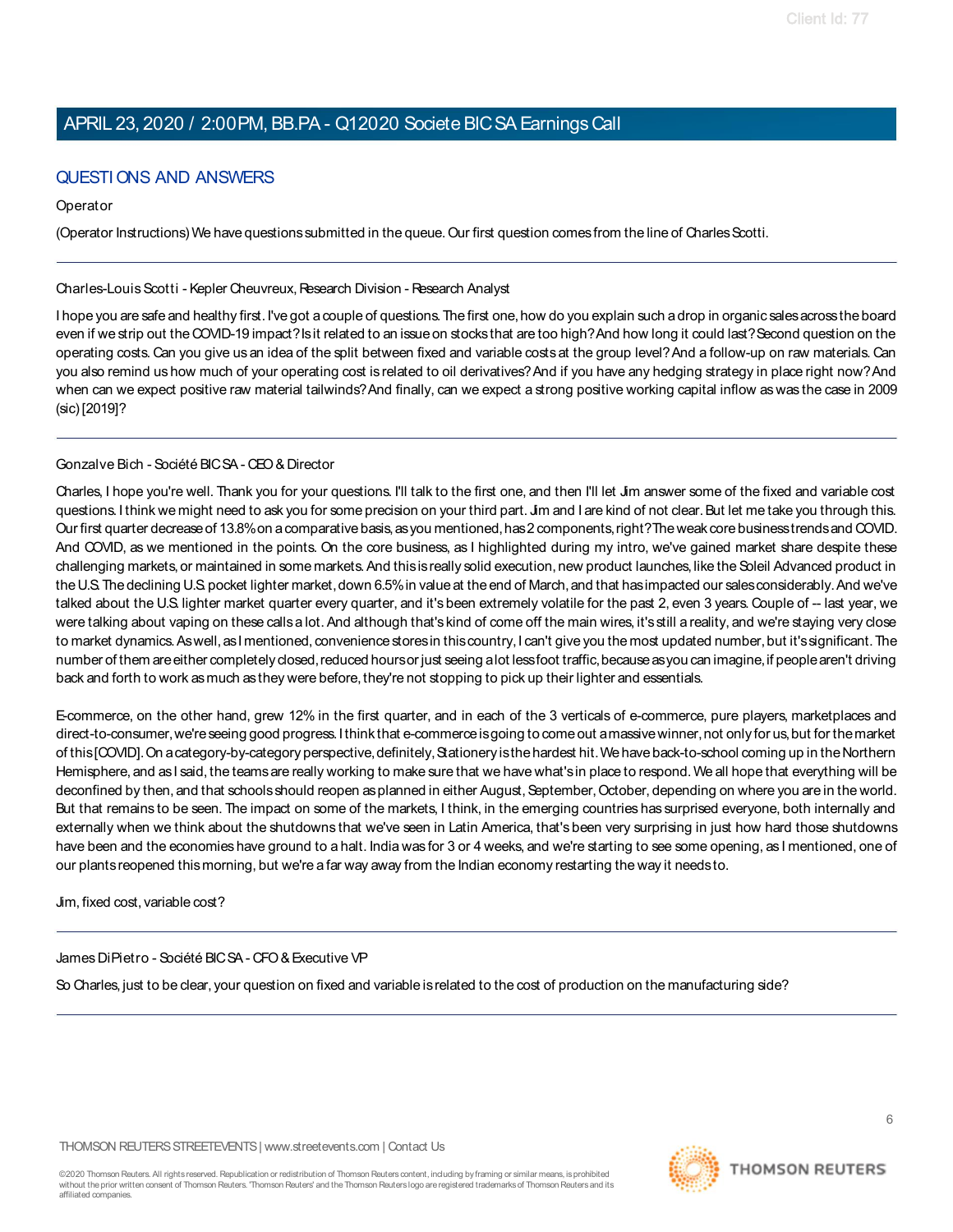## QUESTIONS AND ANSWERS

Operator

(Operator Instructions) We have questions submitted in the queue. Our first question comes from the line of Charles Scotti.

---

Charles-Louis Scotti - Kepler Cheuvreux, Research Division - Research Analyst

I hope you are safe and healthy first. I've got a couple of questions. The first one, how do you explain such a drop in organic sales across the board even if we strip out the COVID-19 impact? Is it related to an issue on stocks that are too high? And how long it could last? Second question on the operating costs. Can you give us an idea of the split between fixed and variable costs at the group level? And a follow-up on raw materials. Can you also remind us how much of your operating cost is related to oil derivatives? And if you have any hedging strategy in place right now? And when can we expect positive raw material tailwinds? And finally, can we expect a strong positive working capital inflow as was the case in 2009 (sic) [2019]?

---

Gonzalve Bich - Société BIC SA - CEO & Director

Charles, I hope you're well. Thank you for your questions. I'll talk to the first one, and then I'll let Jim answer some of the fixed and variable cost questions. I think we might need to ask you for some precision on your third part. Jim and I are kind of not clear. But let me take you through this. Our first quarter decrease of 13.8% on a comparative basis, as you mentioned, has 2 components, right? The weak core business trends and COVID. And COVID, as we mentioned in the points. On the core business, as I highlighted during my intro, we've gained market share despite these challenging markets, or maintained in some markets. And this is really solid execution, new product launches, like the Soleil Advanced product in the U.S. The declining U.S. pocket lighter market, down 6.5% in value at the end of March, and that has impacted our sales considerably. And we've talked about the U.S. lighter market quarter every quarter, and it's been extremely volatile for the past 2, even 3 years. Couple of -- last year, we were talking about vaping on these calls a lot. And although that's kind of come off the main wires, it's still a reality, and we're staying very close to market dynamics. As well, as I mentioned, convenience stores in this country, I can't give you the most updated number, but it's significant. The number of them are either completely closed, reduced hours or just seeing a lot less foot traffic, because as you can imagine, if people aren't driving back and forth to work as much as they were before, they're not stopping to pick up their lighter and essentials.

E-commerce, on the other hand, grew 12% in the first quarter, and in each of the 3 verticals of e-commerce, pure players, marketplaces and direct-to-consumer, we're seeing good progress. I think that e-commerce is going to come out a massive winner, not only for us, but for the market of this [COVID]. On a category-by-category perspective, definitely, Stationery is the hardest hit. We have back-to-school coming up in the Northern Hemisphere, and as I said, the teams are really working to make sure that we have what's in place to respond. We all hope that everything will be deconfined by then, and that schools should reopen as planned in either August, September, October, depending on where you are in the world. But that remains to be seen. The impact on some of the markets, I think, in the emerging countries has surprised everyone, both internally and externally when we think about the shutdowns that we've seen in Latin America, that's been very surprising in just how hard those shutdowns have been and the economies have ground to a halt. India was for 3 or 4 weeks, and we're starting to see some opening, as I mentioned, one of our plants reopened this morning, but we're a far way away from the Indian economy restarting the way it needs to.

Jim, fixed cost, variable cost?

---

James DiPietro - Société BIC SA - CFO & Executive VP

So Charles, just to be clear, your question on fixed and variable is related to the cost of production on the manufacturing side?

---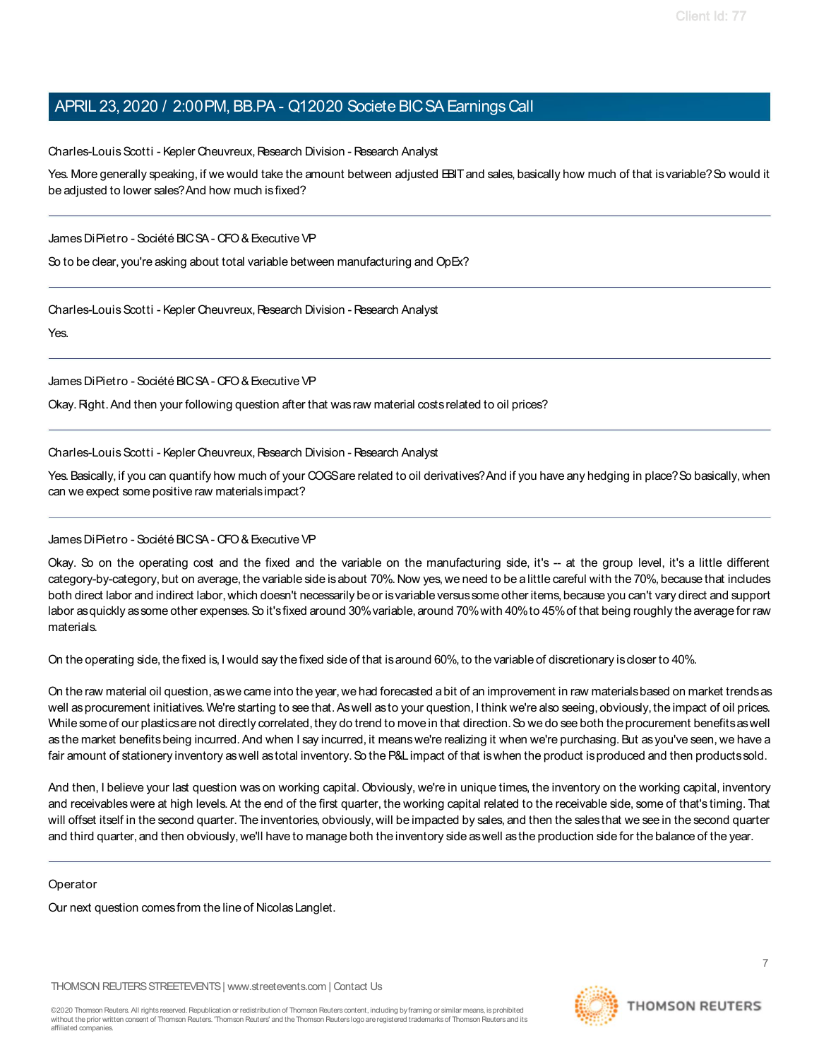Charles-Louis Scotti - Kepler Cheuvreux, Research Division - Research Analyst

Yes. More generally speaking, if we would take the amount between adjusted EBIT and sales, basically how much of that is variable? So would it be adjusted to lower sales? And how much is fixed?

---

James DiPietro - Société BIC SA - CFO & Executive VP

So to be clear, you're asking about total variable between manufacturing and OpEx?

---

Charles-Louis Scotti - Kepler Cheuvreux, Research Division - Research Analyst

Yes.

---

James DiPietro - Société BIC SA - CFO & Executive VP

Okay. Right. And then your following question after that was raw material costs related to oil prices?

---

Charles-Louis Scotti - Kepler Cheuvreux, Research Division - Research Analyst

Yes. Basically, if you can quantify how much of your COGS are related to oil derivatives? And if you have any hedging in place? So basically, when can we expect some positive raw materials impact?

---

James DiPietro - Société BIC SA - CFO & Executive VP

Okay. So on the operating cost and the fixed and the variable on the manufacturing side, it's -- at the group level, it's a little different category-by-category, but on average, the variable side is about 70%. Now yes, we need to be a little careful with the 70%, because that includes both direct labor and indirect labor, which doesn't necessarily be or is variable versus some other items, because you can't vary direct and support labor as quickly as some other expenses. So it's fixed around 30% variable, around 70% with 40% to 45% of that being roughly the average for raw materials.

On the operating side, the fixed is, I would say the fixed side of that is around 60%, to the variable of discretionary is closer to 40%.

On the raw material oil question, as we came into the year, we had forecasted a bit of an improvement in raw materials based on market trends as well as procurement initiatives. We're starting to see that. As well as to your question, I think we're also seeing, obviously, the impact of oil prices. While some of our plastics are not directly correlated, they do trend to move in that direction. So we do see both the procurement benefits as well as the market benefits being incurred. And when I say incurred, it means we're realizing it when we're purchasing. But as you've seen, we have a fair amount of stationery inventory as well as total inventory. So the P&L impact of that is when the product is produced and then products sold.

And then, I believe your last question was on working capital. Obviously, we're in unique times, the inventory on the working capital, inventory and receivables were at high levels. At the end of the first quarter, the working capital related to the receivable side, some of that's timing. That will offset itself in the second quarter. The inventories, obviously, will be impacted by sales, and then the sales that we see in the second quarter and third quarter, and then obviously, we'll have to manage both the inventory side as well as the production side for the balance of the year.

---

Operator

Our next question comes from the line of Nicolas Langlet.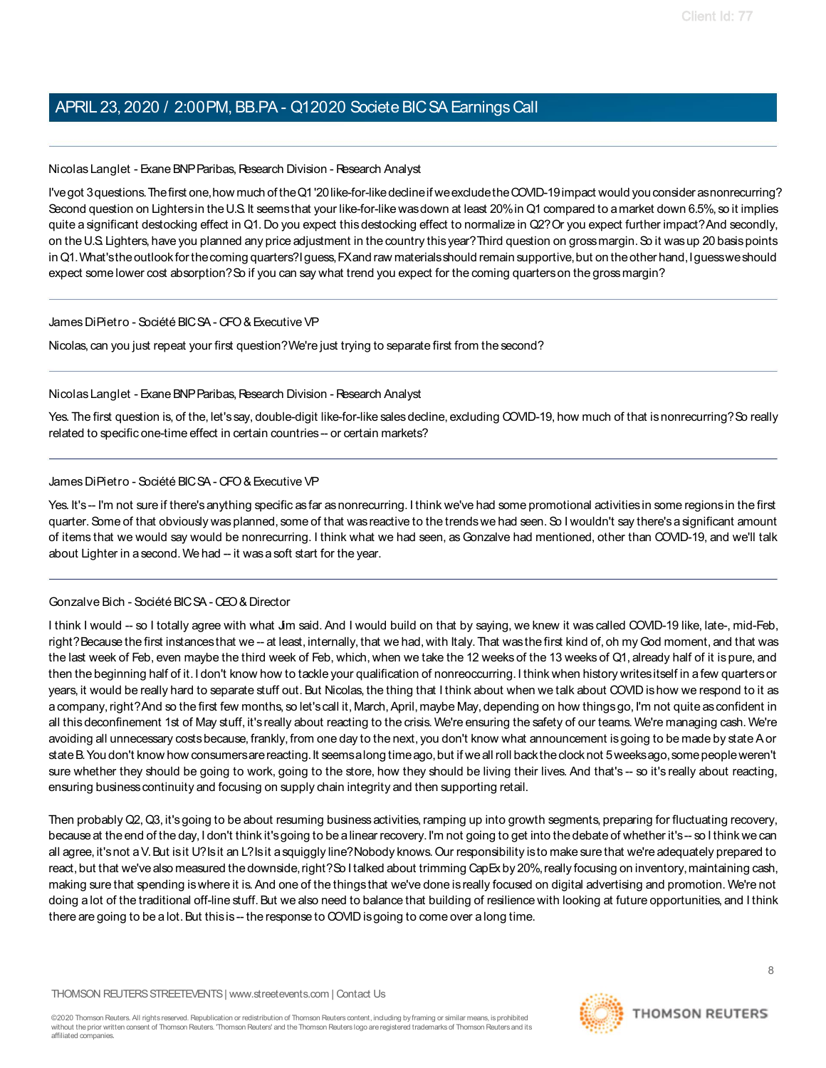Nicolas Langlet - Exane BNP Paribas, Research Division - Research Analyst

I've got 3 questions. The first one, how much of the Q1 '20 like-for-like decline if we exclude the COVID-19 impact would you consider as nonrecurring? Second question on Lighters in the U.S. It seems that your like-for-like was down at least 20% in Q1 compared to a market down 6.5%, so it implies quite a significant destocking effect in Q1. Do you expect this destocking effect to normalize in Q2? Or you expect further impact? And secondly, on the U.S. Lighters, have you planned any price adjustment in the country this year? Third question on gross margin. So it was up 20 basis points in Q1. What's the outlook for the coming quarters? I guess, FX and raw materials should remain supportive, but on the other hand, I guess we should expect some lower cost absorption? So if you can say what trend you expect for the coming quarters on the gross margin?

James DiPietro - Société BIC SA - CFO & Executive VP

Nicolas, can you just repeat your first question? We're just trying to separate first from the second?

Nicolas Langlet - Exane BNP Paribas, Research Division - Research Analyst

Yes. The first question is, of the, let's say, double-digit like-for-like sales decline, excluding COVID-19, how much of that is nonrecurring? So really related to specific one-time effect in certain countries -- or certain markets?

James DiPietro - Société BIC SA - CFO & Executive VP

Yes. It's -- I'm not sure if there's anything specific as far as nonrecurring. I think we've had some promotional activities in some regions in the first quarter. Some of that obviously was planned, some of that was reactive to the trends we had seen. So I wouldn't say there's a significant amount of items that we would say would be nonrecurring. I think what we had seen, as Gonzalve had mentioned, other than COVID-19, and we'll talk about Lighter in a second. We had -- it was a soft start for the year.

Gonzalve Bich - Société BIC SA - CEO & Director

I think I would -- so I totally agree with what Jim said. And I would build on that by saying, we knew it was called COVID-19 like, late-, mid-Feb, right? Because the first instances that we -- at least, internally, that we had, with Italy. That was the first kind of, oh my God moment, and that was the last week of Feb, even maybe the third week of Feb, which, when we take the 12 weeks of the 13 weeks of Q1, already half of it is pure, and then the beginning half of it. I don't know how to tackle your qualification of nonreoccurring. I think when history writes itself in a few quarters or years, it would be really hard to separate stuff out. But Nicolas, the thing that I think about when we talk about COVID is how we respond to it as a company, right? And so the first few months, so let's call it, March, April, maybe May, depending on how things go, I'm not quite as confident in all this deconfinement 1st of May stuff, it's really about reacting to the crisis. We're ensuring the safety of our teams. We're managing cash. We're avoiding all unnecessary costs because, frankly, from one day to the next, you don't know what announcement is going to be made by state A or state B. You don't know how consumers are reacting. It seems a long time ago, but if we all roll back the clock not 5 weeks ago, some people weren't sure whether they should be going to work, going to the store, how they should be living their lives. And that's -- so it's really about reacting, ensuring business continuity and focusing on supply chain integrity and then supporting retail.

Then probably Q2, Q3, it's going to be about resuming business activities, ramping up into growth segments, preparing for fluctuating recovery, because at the end of the day, I don't think it's going to be a linear recovery. I'm not going to get into the debate of whether it's -- so I think we can all agree, it's not a V. But is it U? Is it an L? Is it a squiggly line? Nobody knows. Our responsibility is to make sure that we're adequately prepared to react, but that we've also measured the downside, right? So I talked about trimming CapEx by 20%, really focusing on inventory, maintaining cash, making sure that spending is where it is. And one of the things that we've done is really focused on digital advertising and promotion. We're not doing a lot of the traditional off-line stuff. But we also need to balance that building of resilience with looking at future opportunities, and I think there are going to be a lot. But this is -- the response to COVID is going to come over a long time.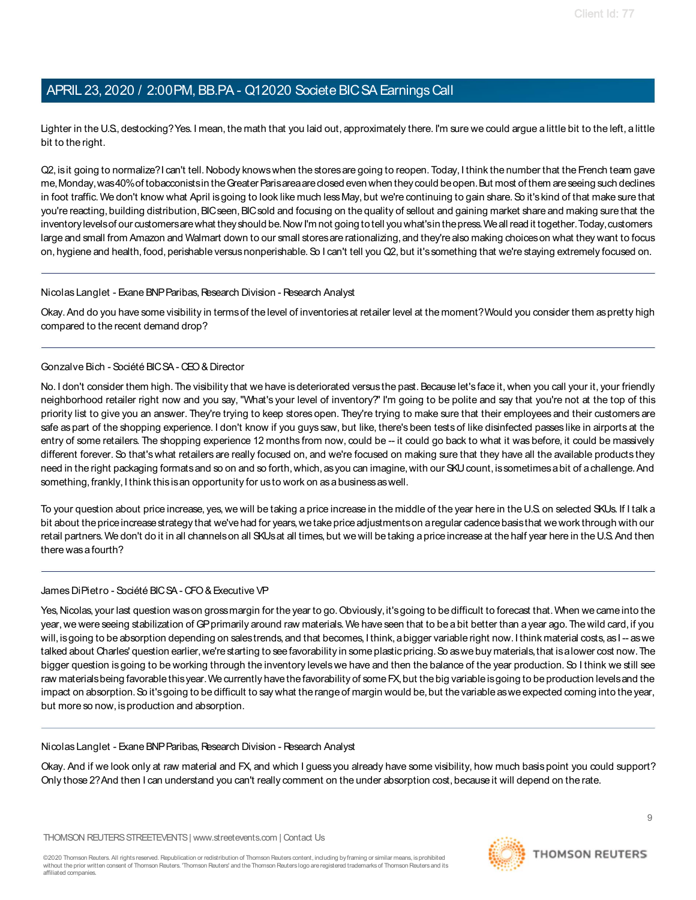Lighter in the U.S., destocking? Yes. I mean, the math that you laid out, approximately there. I'm sure we could argue a little bit to the left, a little bit to the right.

Q2, is it going to normalize? I can't tell. Nobody knows when the stores are going to reopen. Today, I think the number that the French team gave me, Monday, was 40% of tobacconists in the Greater Paris area are closed even when they could be open. But most of them are seeing such declines in foot traffic. We don't know what April is going to look like much less May, but we're continuing to gain share. So it's kind of that make sure that you're reacting, building distribution, BIC seen, BIC sold and focusing on the quality of sellout and gaining market share and making sure that the inventory levels of our customers are what they should be. Now I'm not going to tell you what's in the press. We all read it together. Today, customers large and small from Amazon and Walmart down to our small stores are rationalizing, and they're also making choices on what they want to focus on, hygiene and health, food, perishable versus nonperishable. So I can't tell you Q2, but it's something that we're staying extremely focused on.

---

Nicolas Langlet - Exane BNP Paribas, Research Division - Research Analyst

Okay. And do you have some visibility in terms of the level of inventories at retailer level at the moment? Would you consider them as pretty high compared to the recent demand drop?

---

Gonzalve Bich - Société BIC SA - CEO & Director

No. I don't consider them high. The visibility that we have is deteriorated versus the past. Because let's face it, when you call your it, your friendly neighborhood retailer right now and you say, "What's your level of inventory?" I'm going to be polite and say that you're not at the top of this priority list to give you an answer. They're trying to keep stores open. They're trying to make sure that their employees and their customers are safe as part of the shopping experience. I don't know if you guys saw, but like, there's been tests of like disinfected passes like in airports at the entry of some retailers. The shopping experience 12 months from now, could be -- it could go back to what it was before, it could be massively different forever. So that's what retailers are really focused on, and we're focused on making sure that they have all the available products they need in the right packaging formats and so on and so forth, which, as you can imagine, with our SKU count, is sometimes a bit of a challenge. And something, frankly, I think this is an opportunity for us to work on as a business as well.

To your question about price increase, yes, we will be taking a price increase in the middle of the year here in the U.S. on selected SKUs. If I talk a bit about the price increase strategy that we've had for years, we take price adjustments on a regular cadence basis that we work through with our retail partners. We don't do it in all channels on all SKUs at all times, but we will be taking a price increase at the half year here in the U.S. And then there was a fourth?

---

James DiPietro - Société BIC SA - CFO & Executive VP

Yes, Nicolas, your last question was on gross margin for the year to go. Obviously, it's going to be difficult to forecast that. When we came into the year, we were seeing stabilization of GP primarily around raw materials. We have seen that to be a bit better than a year ago. The wild card, if you will, is going to be absorption depending on sales trends, and that becomes, I think, a bigger variable right now. I think material costs, as I -- as we talked about Charles' question earlier, we're starting to see favorability in some plastic pricing. So as we buy materials, that is a lower cost now. The bigger question is going to be working through the inventory levels we have and then the balance of the year production. So I think we still see raw materials being favorable this year. We currently have the favorability of some FX, but the big variable is going to be production levels and the impact on absorption. So it's going to be difficult to say what the range of margin would be, but the variable as we expected coming into the year, but more so now, is production and absorption.

---

Nicolas Langlet - Exane BNP Paribas, Research Division - Research Analyst

Okay. And if we look only at raw material and FX, and which I guess you already have some visibility, how much basis point you could support? Only those 2? And then I can understand you can't really comment on the under absorption cost, because it will depend on the rate.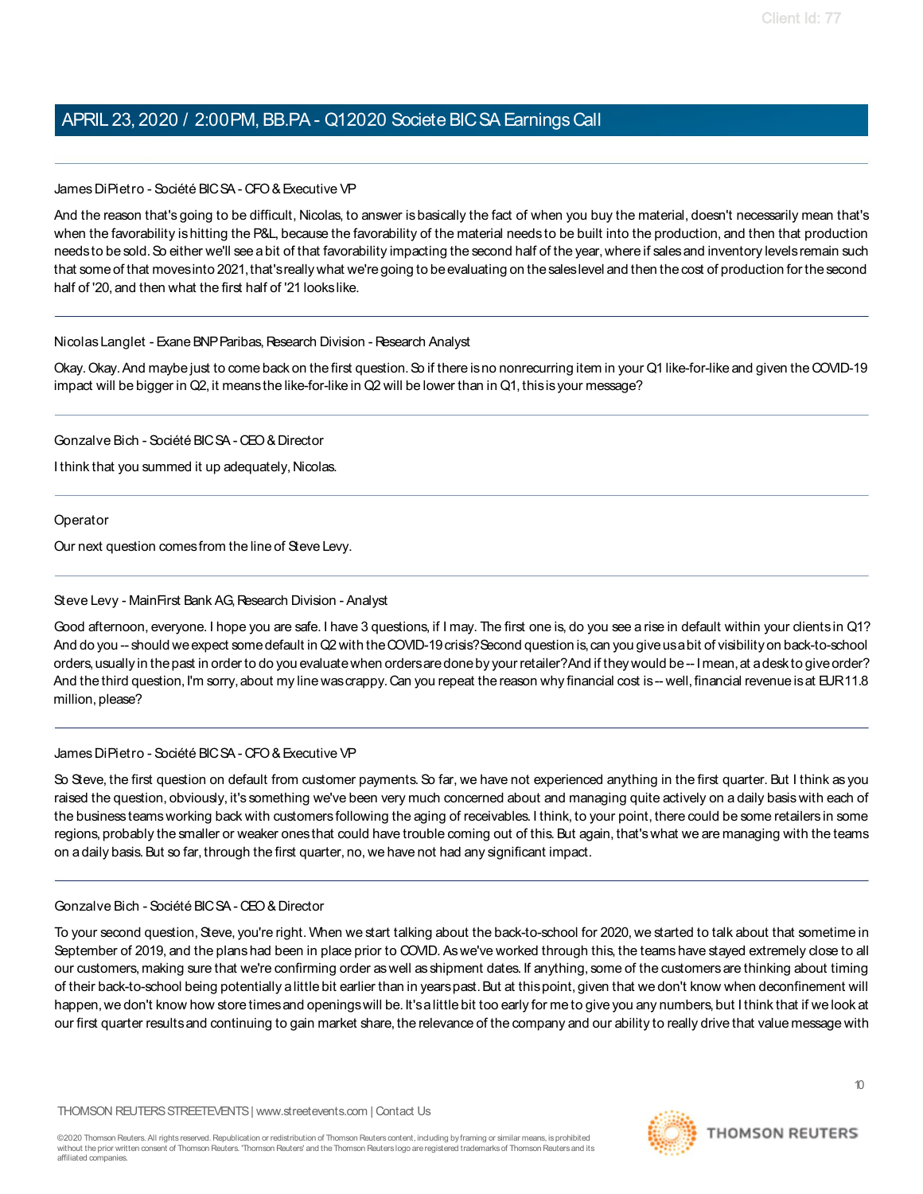James DiPietro - Société BIC SA - CFO & Executive VP

And the reason that's going to be difficult, Nicolas, to answer is basically the fact of when you buy the material, doesn't necessarily mean that's when the favorability is hitting the P&L, because the favorability of the material needs to be built into the production, and then that production needs to be sold. So either we'll see a bit of that favorability impacting the second half of the year, where if sales and inventory levels remain such that some of that moves into 2021, that's really what we're going to be evaluating on the sales level and then the cost of production for the second half of '20, and then what the first half of '21 looks like.

---

Nicolas Langlet - Exane BNP Paribas, Research Division - Research Analyst

Okay. Okay. And maybe just to come back on the first question. So if there is no nonrecurring item in your Q1 like-for-like and given the COVID-19 impact will be bigger in Q2, it means the like-for-like in Q2 will be lower than in Q1, this is your message?

---

Gonzalve Bich - Société BIC SA - CEO & Director

I think that you summed it up adequately, Nicolas.

---

Operator

Our next question comes from the line of Steve Levy.

---

Steve Levy - MainFirst Bank AG, Research Division - Analyst

Good afternoon, everyone. I hope you are safe. I have 3 questions, if I may. The first one is, do you see a rise in default within your clients in Q1? And do you -- should we expect some default in Q2 with the COVID-19 crisis? Second question is, can you give us a bit of visibility on back-to-school orders, usually in the past in order to do you evaluate when orders are done by your retailer? And if they would be -- I mean, at a desk to give order? And the third question, I'm sorry, about my line was crappy. Can you repeat the reason why financial cost is -- well, financial revenue is at EUR 11.8 million, please?

---

James DiPietro - Société BIC SA - CFO & Executive VP

So Steve, the first question on default from customer payments. So far, we have not experienced anything in the first quarter. But I think as you raised the question, obviously, it's something we've been very much concerned about and managing quite actively on a daily basis with each of the business teams working back with customers following the aging of receivables. I think, to your point, there could be some retailers in some regions, probably the smaller or weaker ones that could have trouble coming out of this. But again, that's what we are managing with the teams on a daily basis. But so far, through the first quarter, no, we have not had any significant impact.

---

Gonzalve Bich - Société BIC SA - CEO & Director

To your second question, Steve, you're right. When we start talking about the back-to-school for 2020, we started to talk about that sometime in September of 2019, and the plans had been in place prior to COVID. As we've worked through this, the teams have stayed extremely close to all our customers, making sure that we're confirming order as well as shipment dates. If anything, some of the customers are thinking about timing of their back-to-school being potentially a little bit earlier than in years past. But at this point, given that we don't know when deconfinement will happen, we don't know how store times and openings will be. It's a little bit too early for me to give you any numbers, but I think that if we look at our first quarter results and continuing to gain market share, the relevance of the company and our ability to really drive that value message with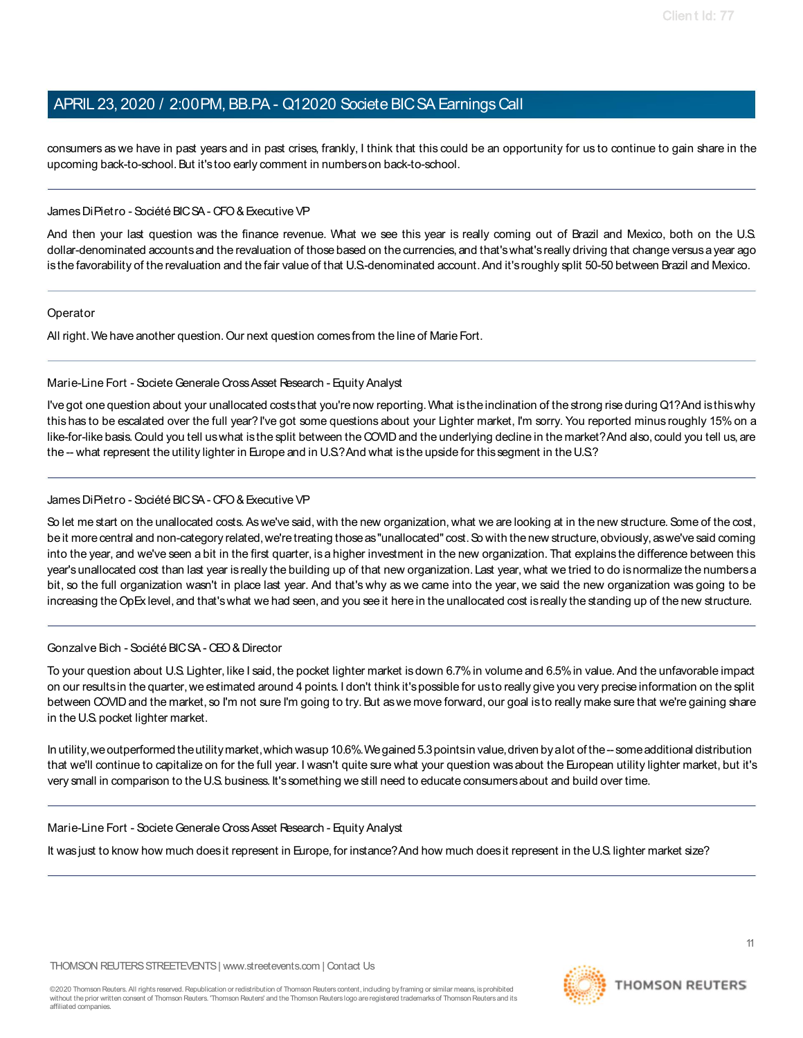consumers as we have in past years and in past crises, frankly, I think that this could be an opportunity for us to continue to gain share in the upcoming back-to-school. But it's too early comment in numbers on back-to-school.

---

James DiPietro - Société BIC SA - CFO & Executive VP

And then your last question was the finance revenue. What we see this year is really coming out of Brazil and Mexico, both on the U.S. dollar-denominated accounts and the revaluation of those based on the currencies, and that's what's really driving that change versus a year ago is the favorability of the revaluation and the fair value of that U.S.-denominated account. And it's roughly split 50-50 between Brazil and Mexico.

---

Operator

All right. We have another question. Our next question comes from the line of Marie Fort.

---

Marie-Line Fort - Societe Generale Cross Asset Research - Equity Analyst

I've got one question about your unallocated costs that you're now reporting. What is the inclination of the strong rise during Q1? And is this why this has to be escalated over the full year? I've got some questions about your Lighter market, I'm sorry. You reported minus roughly 15% on a like-for-like basis. Could you tell us what is the split between the COVID and the underlying decline in the market? And also, could you tell us, are the -- what represent the utility lighter in Europe and in U.S.? And what is the upside for this segment in the U.S.?

---

James DiPietro - Société BIC SA - CFO & Executive VP

So let me start on the unallocated costs. As we've said, with the new organization, what we are looking at in the new structure. Some of the cost, be it more central and non-category related, we're treating those as "unallocated" cost. So with the new structure, obviously, as we've said coming into the year, and we've seen a bit in the first quarter, is a higher investment in the new organization. That explains the difference between this year's unallocated cost than last year is really the building up of that new organization. Last year, what we tried to do is normalize the numbers a bit, so the full organization wasn't in place last year. And that's why as we came into the year, we said the new organization was going to be increasing the OpEx level, and that's what we had seen, and you see it here in the unallocated cost is really the standing up of the new structure.

---

Gonzalve Bich - Société BIC SA - CEO & Director

To your question about U.S. Lighter, like I said, the pocket lighter market is down 6.7% in volume and 6.5% in value. And the unfavorable impact on our results in the quarter, we estimated around 4 points. I don't think it's possible for us to really give you very precise information on the split between COVID and the market, so I'm not sure I'm going to try. But as we move forward, our goal is to really make sure that we're gaining share in the U.S. pocket lighter market.

In utility, we outperformed the utility market, which was up 10.6%. We gained 5.3 points in value, driven by a lot of the -- some additional distribution that we'll continue to capitalize on for the full year. I wasn't quite sure what your question was about the European utility lighter market, but it's very small in comparison to the U.S. business. It's something we still need to educate consumers about and build over time.

---

Marie-Line Fort - Societe Generale Cross Asset Research - Equity Analyst

It was just to know how much does it represent in Europe, for instance? And how much does it represent in the U.S. lighter market size?

---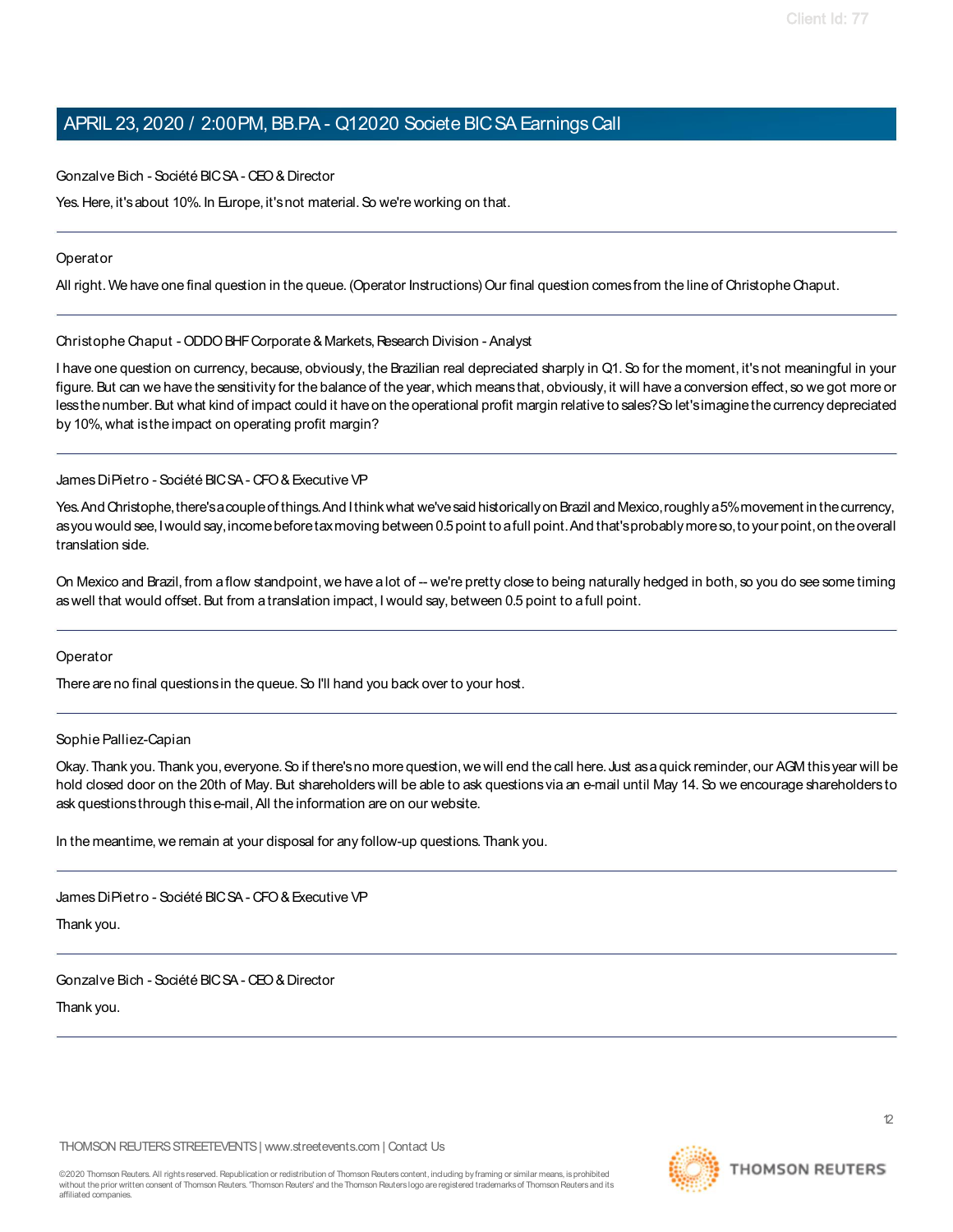Gonzalve Bich - Société BIC SA - CEO & Director

Yes. Here, it's about 10%. In Europe, it's not material. So we're working on that.

---

Operator

All right. We have one final question in the queue. (Operator Instructions) Our final question comes from the line of Christophe Chaput.

---

Christophe Chaput - ODDO BHF Corporate & Markets, Research Division - Analyst

I have one question on currency, because, obviously, the Brazilian real depreciated sharply in Q1. So for the moment, it's not meaningful in your figure. But can we have the sensitivity for the balance of the year, which means that, obviously, it will have a conversion effect, so we got more or less the number. But what kind of impact could it have on the operational profit margin relative to sales? So let's imagine the currency depreciated by 10%, what is the impact on operating profit margin?

---

James DiPietro - Société BIC SA - CFO & Executive VP

Yes. And Christophe, there's a couple of things. And I think what we've said historically on Brazil and Mexico, roughly a 5% movement in the currency, as you would see, I would say, income before tax moving between 0.5 point to a full point. And that's probably more so, to your point, on the overall translation side.

On Mexico and Brazil, from a flow standpoint, we have a lot of -- we're pretty close to being naturally hedged in both, so you do see some timing as well that would offset. But from a translation impact, I would say, between 0.5 point to a full point.

---

Operator

There are no final questions in the queue. So I'll hand you back over to your host.

---

Sophie Palliez-Capian

Okay. Thank you. Thank you, everyone. So if there's no more question, we will end the call here. Just as a quick reminder, our AGM this year will be hold closed door on the 20th of May. But shareholders will be able to ask questions via an e-mail until May 14. So we encourage shareholders to ask questions through this e-mail, All the information are on our website.

In the meantime, we remain at your disposal for any follow-up questions. Thank you.

---

James DiPietro - Société BIC SA - CFO & Executive VP

Thank you.

---

Gonzalve Bich - Société BIC SA - CEO & Director

Thank you.

---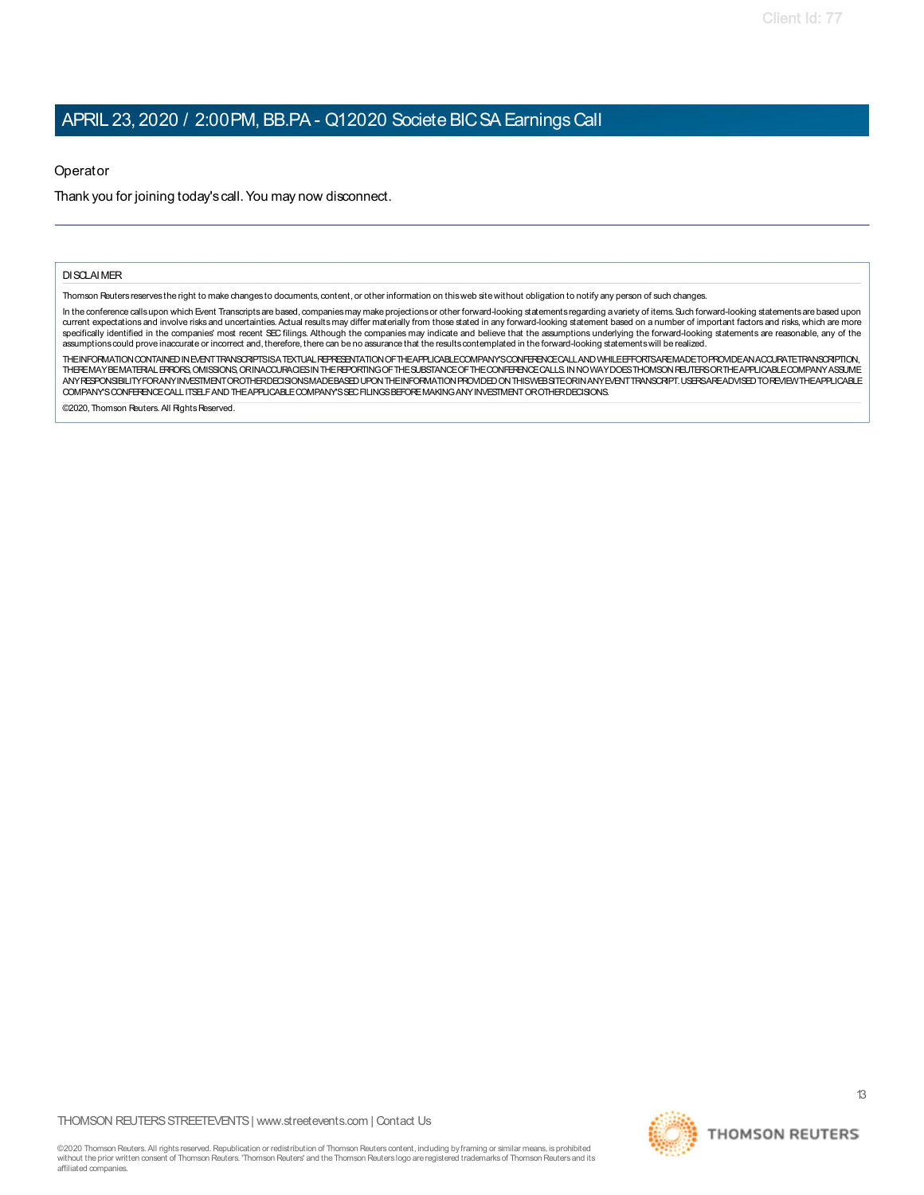Operator

Thank you for joining today's call. You may now disconnect.

---

DISCLAIMER

Thomson Reuters reserves the right to make changes to documents, content, or other information on this web site without obligation to notify any person of such changes.

In the conference calls upon which Event Transcripts are based, companies may make projections or other forward-looking statements regarding a variety of items. Such forward-looking statements are based upon current expectations and involve risks and uncertainties. Actual results may differ materially from those stated in any forward-looking statement based on a number of important factors and risks, which are more specifically identified in the companies' most recent SEC filings. Although the companies may indicate and believe that the assumptions underlying the forward-looking statements are reasonable, any of the assumptions could prove inaccurate or incorrect and, therefore, there can be no assurance that the results contemplated in the forward-looking statements will be realized.

THE INFORMATION CONTAINED IN EVENT TRANSCRIPTS IS A TEXTUAL REPRESENTATION OF THE APPLICABLE COMPANY'S CONFERENCE CALL AND WHILE EFFORTS ARE MADE TO PROVIDE AN ACCURATE TRANSCRIPTION, THERE MAY BE MATERIAL ERRORS, OMISSIONS, OR INACCURACIES IN THE REPORTING OF THE SUBSTANCE OF THE CONFERENCE CALLS. IN NO WAY DOES THOMSON REUTERS OR THE APPLICABLE COMPANY ASSUME ANY RESPONSIBILITY FOR ANY INVESTMENT OR OTHER DECISIONS MADE BASED UPON THE INFORMATION PROVIDED ON THIS WEB SITE OR IN ANY EVENT TRANSCRIPT. USERS ARE ADVISED TO REVIEW THE APPLICABLE COMPANY'S CONFERENCE CALL ITSELF AND THE APPLICABLE COMPANY'S SEC FILINGS BEFORE MAKING ANY INVESTMENT OR OTHER DECISIONS.

©2020, Thomson Reuters. All Rights Reserved.